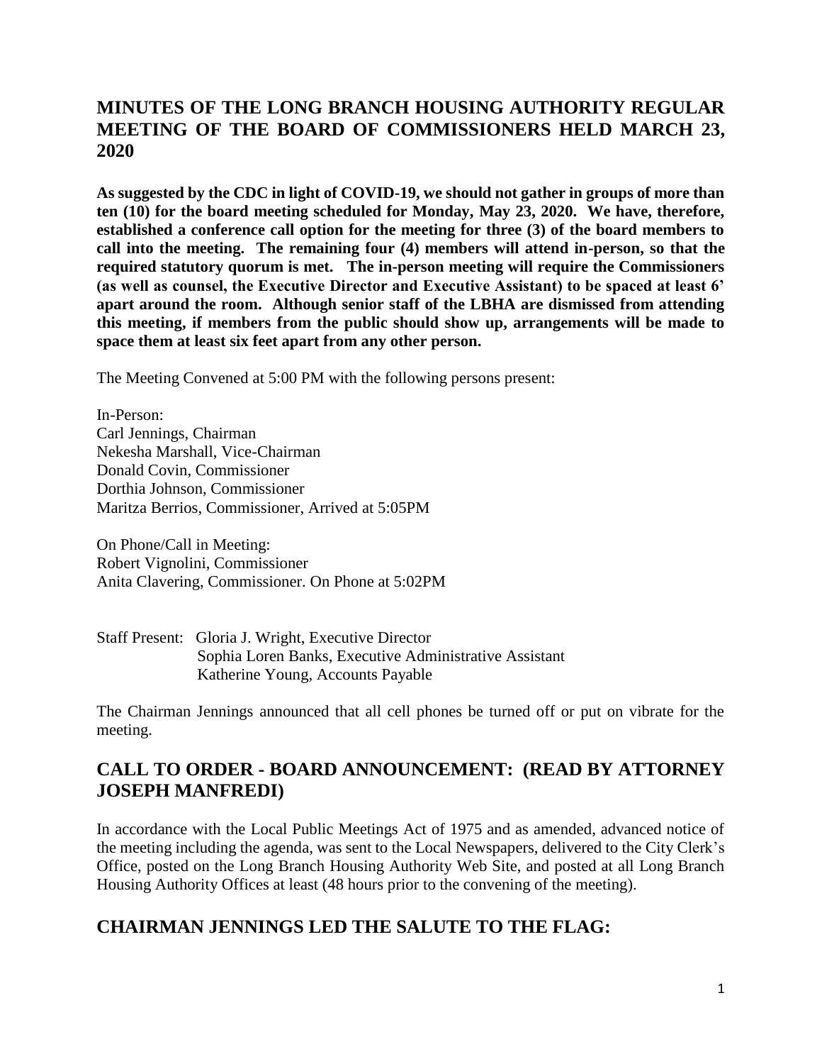# MINUTES OF THE LONG BRANCH HOUSING AUTHORITY REGULAR MEETING OF THE BOARD OF COMMISSIONERS HELD MARCH 23, 2020

**As suggested by the CDC in light of COVID-19, we should not gather in groups of more than ten (10) for the board meeting scheduled for Monday, May 23, 2020. We have, therefore, established a conference call option for the meeting for three (3) of the board members to call into the meeting. The remaining four (4) members will attend in-person, so that the required statutory quorum is met. The in-person meeting will require the Commissioners (as well as counsel, the Executive Director and Executive Assistant) to be spaced at least 6' apart around the room. Although senior staff of the LBHA are dismissed from attending this meeting, if members from the public should show up, arrangements will be made to space them at least six feet apart from any other person.**

The Meeting Convened at 5:00 PM with the following persons present:

In-Person:
Carl Jennings, Chairman
Nekesha Marshall, Vice-Chairman
Donald Covin, Commissioner
Dorthia Johnson, Commissioner
Maritza Berrios, Commissioner, Arrived at 5:05PM

On Phone/Call in Meeting:
Robert Vignolini, Commissioner
Anita Clavering, Commissioner. On Phone at 5:02PM

Staff Present: Gloria J. Wright, Executive Director
Sophia Loren Banks, Executive Administrative Assistant
Katherine Young, Accounts Payable

The Chairman Jennings announced that all cell phones be turned off or put on vibrate for the meeting.

## CALL TO ORDER - BOARD ANNOUNCEMENT: (READ BY ATTORNEY JOSEPH MANFREDI)

In accordance with the Local Public Meetings Act of 1975 and as amended, advanced notice of the meeting including the agenda, was sent to the Local Newspapers, delivered to the City Clerk's Office, posted on the Long Branch Housing Authority Web Site, and posted at all Long Branch Housing Authority Offices at least (48 hours prior to the convening of the meeting).

## CHAIRMAN JENNINGS LED THE SALUTE TO THE FLAG: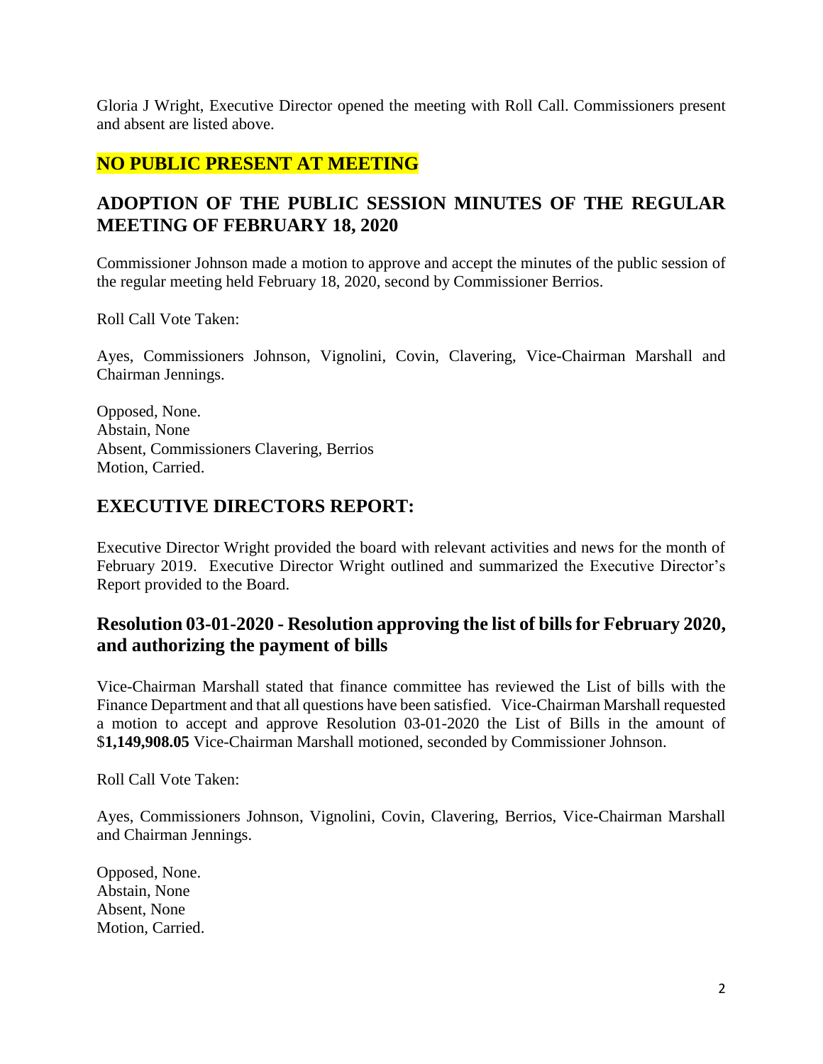Gloria J Wright, Executive Director opened the meeting with Roll Call. Commissioners present and absent are listed above.

## NO PUBLIC PRESENT AT MEETING

## ADOPTION OF THE PUBLIC SESSION MINUTES OF THE REGULAR MEETING OF FEBRUARY 18, 2020

Commissioner Johnson made a motion to approve and accept the minutes of the public session of the regular meeting held February 18, 2020, second by Commissioner Berrios.

Roll Call Vote Taken:

Ayes, Commissioners Johnson, Vignolini, Covin, Clavering, Vice-Chairman Marshall and Chairman Jennings.

Opposed, None.
Abstain, None
Absent, Commissioners Clavering, Berrios
Motion, Carried.

## EXECUTIVE DIRECTORS REPORT:

Executive Director Wright provided the board with relevant activities and news for the month of February 2019. Executive Director Wright outlined and summarized the Executive Director's Report provided to the Board.

### Resolution 03-01-2020 - Resolution approving the list of bills for February 2020, and authorizing the payment of bills

Vice-Chairman Marshall stated that finance committee has reviewed the List of bills with the Finance Department and that all questions have been satisfied. Vice-Chairman Marshall requested a motion to accept and approve Resolution 03-01-2020 the List of Bills in the amount of $**1,149,908.05** Vice-Chairman Marshall motioned, seconded by Commissioner Johnson.

Roll Call Vote Taken:

Ayes, Commissioners Johnson, Vignolini, Covin, Clavering, Berrios, Vice-Chairman Marshall and Chairman Jennings.

Opposed, None.
Abstain, None
Absent, None
Motion, Carried.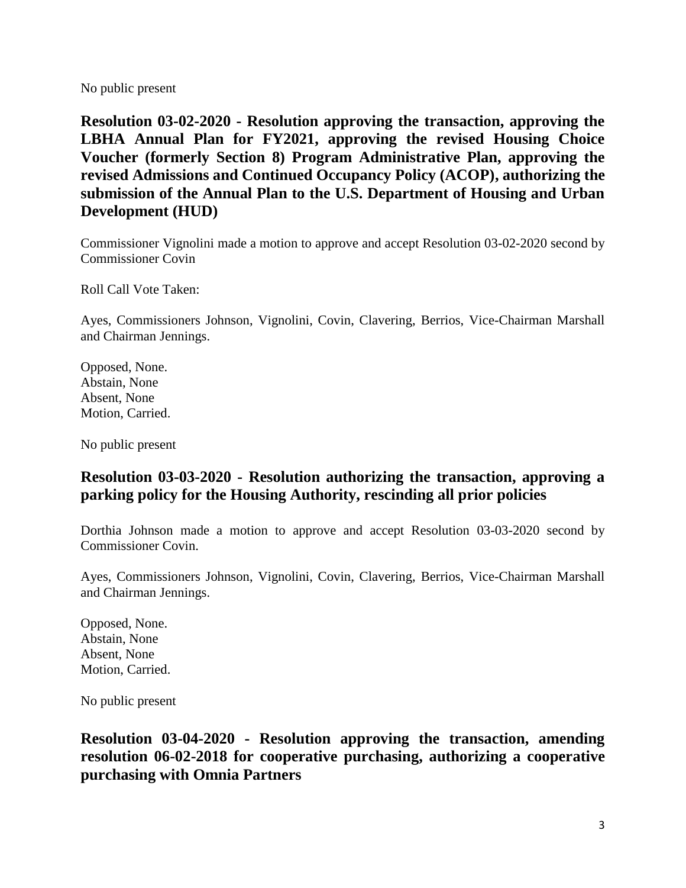No public present

## Resolution 03-02-2020 - Resolution approving the transaction, approving the LBHA Annual Plan for FY2021, approving the revised Housing Choice Voucher (formerly Section 8) Program Administrative Plan, approving the revised Admissions and Continued Occupancy Policy (ACOP), authorizing the submission of the Annual Plan to the U.S. Department of Housing and Urban Development (HUD)

Commissioner Vignolini made a motion to approve and accept Resolution 03-02-2020 second by Commissioner Covin

Roll Call Vote Taken:

Ayes, Commissioners Johnson, Vignolini, Covin, Clavering, Berrios, Vice-Chairman Marshall and Chairman Jennings.

Opposed, None.
Abstain, None
Absent, None
Motion, Carried.

No public present

## Resolution 03-03-2020 - Resolution authorizing the transaction, approving a parking policy for the Housing Authority, rescinding all prior policies

Dorthia Johnson made a motion to approve and accept Resolution 03-03-2020 second by Commissioner Covin.

Ayes, Commissioners Johnson, Vignolini, Covin, Clavering, Berrios, Vice-Chairman Marshall and Chairman Jennings.

Opposed, None.
Abstain, None
Absent, None
Motion, Carried.

No public present

## Resolution 03-04-2020 - Resolution approving the transaction, amending resolution 06-02-2018 for cooperative purchasing, authorizing a cooperative purchasing with Omnia Partners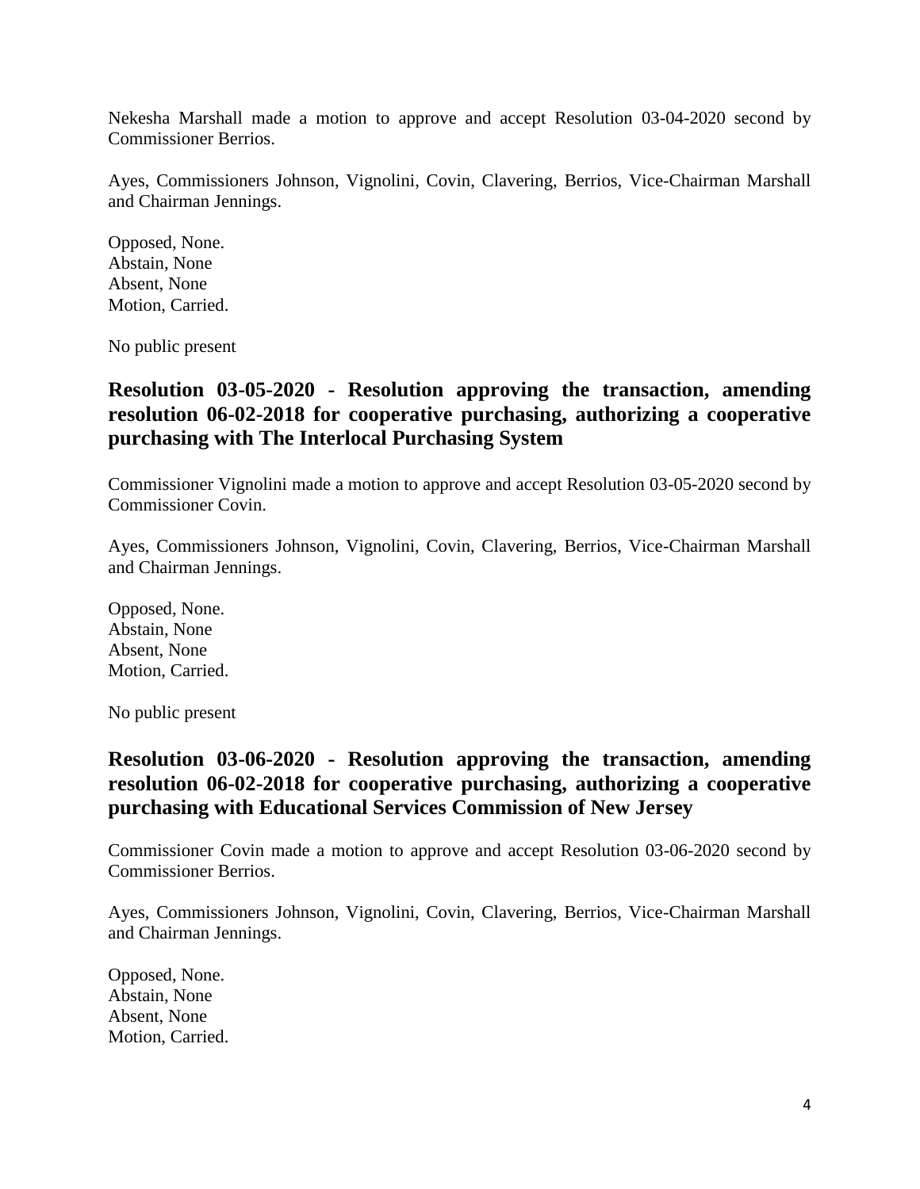Nekesha Marshall made a motion to approve and accept Resolution 03-04-2020 second by Commissioner Berrios.

Ayes, Commissioners Johnson, Vignolini, Covin, Clavering, Berrios, Vice-Chairman Marshall and Chairman Jennings.

Opposed, None.
Abstain, None
Absent, None
Motion, Carried.

No public present

## Resolution 03-05-2020 - Resolution approving the transaction, amending resolution 06-02-2018 for cooperative purchasing, authorizing a cooperative purchasing with The Interlocal Purchasing System

Commissioner Vignolini made a motion to approve and accept Resolution 03-05-2020 second by Commissioner Covin.

Ayes, Commissioners Johnson, Vignolini, Covin, Clavering, Berrios, Vice-Chairman Marshall and Chairman Jennings.

Opposed, None.
Abstain, None
Absent, None
Motion, Carried.

No public present

## Resolution 03-06-2020 - Resolution approving the transaction, amending resolution 06-02-2018 for cooperative purchasing, authorizing a cooperative purchasing with Educational Services Commission of New Jersey

Commissioner Covin made a motion to approve and accept Resolution 03-06-2020 second by Commissioner Berrios.

Ayes, Commissioners Johnson, Vignolini, Covin, Clavering, Berrios, Vice-Chairman Marshall and Chairman Jennings.

Opposed, None.
Abstain, None
Absent, None
Motion, Carried.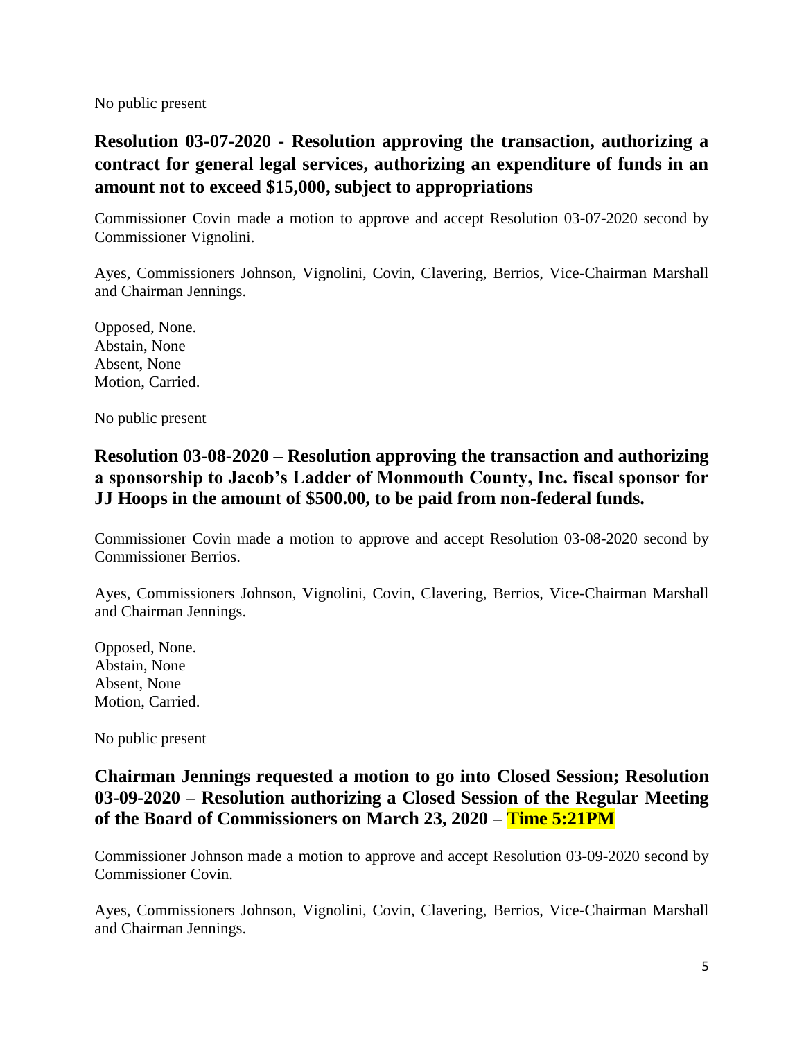No public present

## Resolution 03-07-2020 - Resolution approving the transaction, authorizing a contract for general legal services, authorizing an expenditure of funds in an amount not to exceed $15,000, subject to appropriations

Commissioner Covin made a motion to approve and accept Resolution 03-07-2020 second by Commissioner Vignolini.

Ayes, Commissioners Johnson, Vignolini, Covin, Clavering, Berrios, Vice-Chairman Marshall and Chairman Jennings.

Opposed, None.
Abstain, None
Absent, None
Motion, Carried.

No public present

## Resolution 03-08-2020 – Resolution approving the transaction and authorizing a sponsorship to Jacob's Ladder of Monmouth County, Inc. fiscal sponsor for JJ Hoops in the amount of $500.00, to be paid from non-federal funds.

Commissioner Covin made a motion to approve and accept Resolution 03-08-2020 second by Commissioner Berrios.

Ayes, Commissioners Johnson, Vignolini, Covin, Clavering, Berrios, Vice-Chairman Marshall and Chairman Jennings.

Opposed, None.
Abstain, None
Absent, None
Motion, Carried.

No public present

## Chairman Jennings requested a motion to go into Closed Session; Resolution 03-09-2020 – Resolution authorizing a Closed Session of the Regular Meeting of the Board of Commissioners on March 23, 2020 – Time 5:21PM

Commissioner Johnson made a motion to approve and accept Resolution 03-09-2020 second by Commissioner Covin.

Ayes, Commissioners Johnson, Vignolini, Covin, Clavering, Berrios, Vice-Chairman Marshall and Chairman Jennings.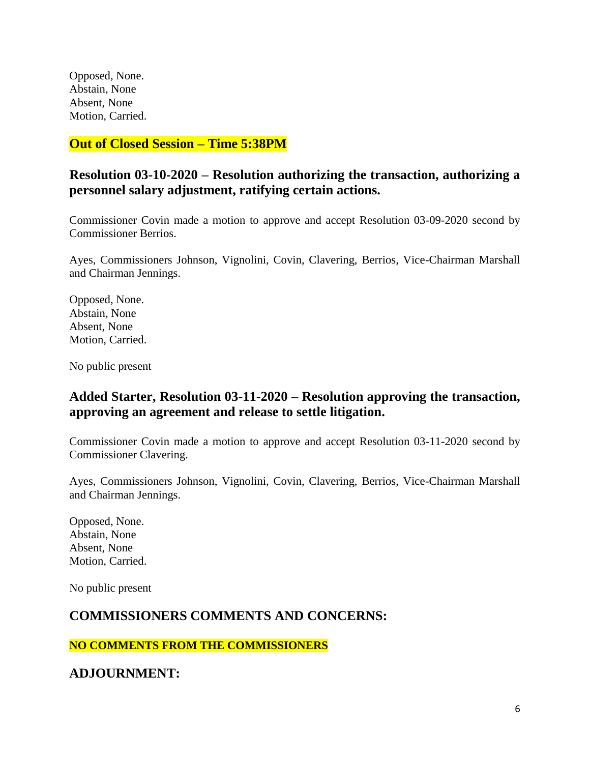Opposed, None.
Abstain, None
Absent, None
Motion, Carried.

## Out of Closed Session – Time 5:38PM

## Resolution 03-10-2020 – Resolution authorizing the transaction, authorizing a personnel salary adjustment, ratifying certain actions.

Commissioner Covin made a motion to approve and accept Resolution 03-09-2020 second by Commissioner Berrios.

Ayes, Commissioners Johnson, Vignolini, Covin, Clavering, Berrios, Vice-Chairman Marshall and Chairman Jennings.

Opposed, None.
Abstain, None
Absent, None
Motion, Carried.

No public present

## Added Starter, Resolution 03-11-2020 – Resolution approving the transaction, approving an agreement and release to settle litigation.

Commissioner Covin made a motion to approve and accept Resolution 03-11-2020 second by Commissioner Clavering.

Ayes, Commissioners Johnson, Vignolini, Covin, Clavering, Berrios, Vice-Chairman Marshall and Chairman Jennings.

Opposed, None.
Abstain, None
Absent, None
Motion, Carried.

No public present

## COMMISSIONERS COMMENTS AND CONCERNS:

**NO COMMENTS FROM THE COMMISSIONERS**

## ADJOURNMENT: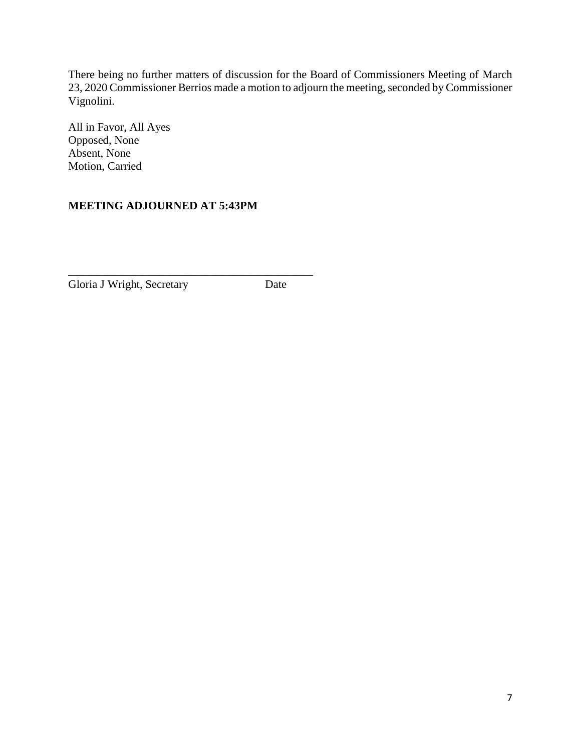There being no further matters of discussion for the Board of Commissioners Meeting of March 23, 2020 Commissioner Berrios made a motion to adjourn the meeting, seconded by Commissioner Vignolini.

All in Favor, All Ayes
Opposed, None
Absent, None
Motion, Carried

**MEETING ADJOURNED AT 5:43PM**

\_\_\_\_\_\_\_\_\_\_\_\_\_\_\_\_\_\_\_\_\_\_\_\_\_\_\_\_\_\_\_\_\_\_\_\_\_\_\_\_\_\_\_\_\_\_

Gloria J Wright, Secretary Date